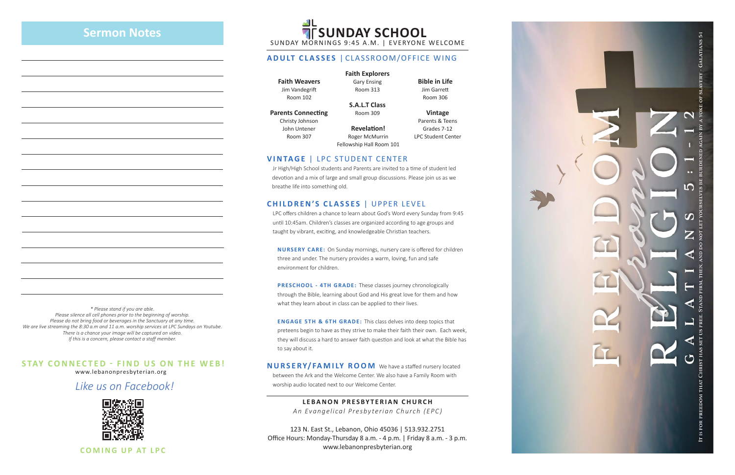## Sermon Notes

*\* Please stand if you are able.*
*Please silence all cell phones prior to the beginning of worship.*
*Please do not bring food or beverages in the Sanctuary at any time.*
*We are live streaming the 8:30 a.m and 11 a.m. worship services at LPC Sundays on Youtube.*
*There is a chance your image will be captured on video.*
*If this is a concern, please contact a staff member.*

### STAY CONNECTED - FIND US ON THE WEB!

www.lebanonpresbyterian.org

*Like us on Facebook!*

### COMING UP AT LPC

# SUNDAY SCHOOL

SUNDAY MORNINGS 9:45 A.M. | EVERYONE WELCOME

## ADULT CLASSES | CLASSROOM/OFFICE WING

**Faith Weavers**
Jim Vandegrift
Room 102

**Faith Explorers**
Gary Ensing
Room 313

**Bible in Life**
Jim Garrett
Room 306

**S.A.L.T Class**
Room 309

**Parents Connecting**
Christy Johnson
John Untener
Room 307

**Revelation!**
Roger McMurrin
Fellowship Hall Room 101

**Vintage**
Parents & Teens
Grades 7-12
LPC Student Center

## VINTAGE | LPC STUDENT CENTER

Jr High/High School students and Parents are invited to a time of student led devotion and a mix of large and small group discussions. Please join us as we breathe life into something old.

## CHILDREN'S CLASSES | UPPER LEVEL

LPC offers children a chance to learn about God's Word every Sunday from 9:45 until 10:45am. Children's classes are organized according to age groups and taught by vibrant, exciting, and knowledgeable Christian teachers.

**NURSERY CARE:** On Sunday mornings, nursery care is offered for children three and under. The nursery provides a warm, loving, fun and safe environment for children.

**PRESCHOOL - 4TH GRADE:** These classes journey chronologically through the Bible, learning about God and His great love for them and how what they learn about in class can be applied to their lives.

**ENGAGE 5TH & 6TH GRADE:** This class delves into deep topics that preteens begin to have as they strive to make their faith their own. Each week, they will discuss a hard to answer faith question and look at what the Bible has to say about it.

**NURSERY/FAMILY ROOM** We have a staffed nursery located between the Ark and the Welcome Center. We also have a Family Room with worship audio located next to our Welcome Center.

**LEBANON PRESBYTERIAN CHURCH**
*An Evangelical Presbyterian Church (EPC)*

123 N. East St., Lebanon, Ohio 45036 | 513.932.2751
Office Hours: Monday-Thursday 8 a.m. - 4 p.m. | Friday 8 a.m. - 3 p.m.
www.lebanonpresbyterian.org

# FREEDOM *from* RELIGION

GALATIANS 5:1-12

It is for freedom that Christ has set us free. Stand firm, then, and do not let yourselves be burdened again by a yoke of slavery - Galatians 5:1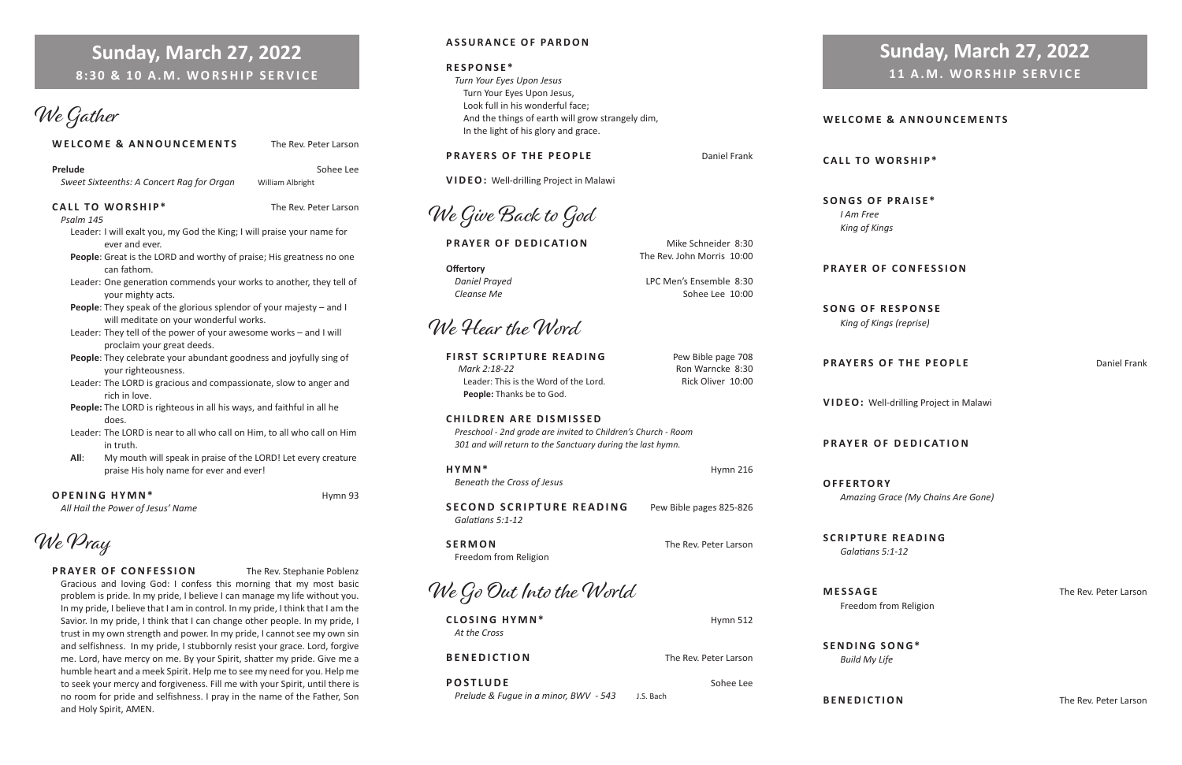## Sunday, March 27, 2022

**8:30 & 10 A.M. WORSHIP SERVICE**

# We Gather

**WELCOME & ANNOUNCEMENTS** — The Rev. Peter Larson

**Prelude** — Sohee Lee
*Sweet Sixteenths: A Concert Rag for Organ* — William Albright

**CALL TO WORSHIP*** — The Rev. Peter Larson
*Psalm 145*

Leader: I will exalt you, my God the King; I will praise your name for ever and ever.
**People**: Great is the LORD and worthy of praise; His greatness no one can fathom.
Leader: One generation commends your works to another, they tell of your mighty acts.
**People**: They speak of the glorious splendor of your majesty – and I will meditate on your wonderful works.
Leader: They tell of the power of your awesome works – and I will proclaim your great deeds.
**People**: They celebrate your abundant goodness and joyfully sing of your righteousness.
Leader: The LORD is gracious and compassionate, slow to anger and rich in love.
**People:** The LORD is righteous in all his ways, and faithful in all he does.
Leader: The LORD is near to all who call on Him, to all who call on Him in truth.
**All**: My mouth will speak in praise of the LORD! Let every creature praise His holy name for ever and ever!

**OPENING HYMN*** — Hymn 93
*All Hail the Power of Jesus' Name*

# We Pray

**PRAYER OF CONFESSION** — The Rev. Stephanie Poblenz

Gracious and loving God: I confess this morning that my most basic problem is pride. In my pride, I believe I can manage my life without you. In my pride, I believe that I am in control. In my pride, I think that I am the Savior. In my pride, I think that I can change other people. In my pride, I trust in my own strength and power. In my pride, I cannot see my own sin and selfishness. In my pride, I stubbornly resist your grace. Lord, forgive me. Lord, have mercy on me. By your Spirit, shatter my pride. Give me a humble heart and a meek Spirit. Help me to see my need for you. Help me to seek your mercy and forgiveness. Fill me with your Spirit, until there is no room for pride and selfishness. I pray in the name of the Father, Son and Holy Spirit, AMEN.

**ASSURANCE OF PARDON**

**RESPONSE***
*Turn Your Eyes Upon Jesus*
Turn Your Eyes Upon Jesus,
Look full in his wonderful face;
And the things of earth will grow strangely dim,
In the light of his glory and grace.

**PRAYERS OF THE PEOPLE** — Daniel Frank

**VIDEO:** Well-drilling Project in Malawi

# We Give Back to God

**PRAYER OF DEDICATION** — Mike Schneider 8:30, The Rev. John Morris 10:00

**Offertory**
*Daniel Prayed* — LPC Men's Ensemble 8:30
*Cleanse Me* — Sohee Lee 10:00

# We Hear the Word

**FIRST SCRIPTURE READING** — Pew Bible page 708
*Mark 2:18-22* — Ron Warncke 8:30, Rick Oliver 10:00
Leader: This is the Word of the Lord.
**People:** Thanks be to God.

**CHILDREN ARE DISMISSED**
*Preschool - 2nd grade are invited to Children's Church - Room 301 and will return to the Sanctuary during the last hymn.*

**HYMN*** — Hymn 216
*Beneath the Cross of Jesus*

**SECOND SCRIPTURE READING** — Pew Bible pages 825-826
*Galatians 5:1-12*

**SERMON** — The Rev. Peter Larson
Freedom from Religion

# We Go Out Into the World

**CLOSING HYMN*** — Hymn 512
*At the Cross*

**BENEDICTION** — The Rev. Peter Larson

**POSTLUDE** — Sohee Lee
*Prelude & Fugue in a minor, BWV - 543* — J.S. Bach

## Sunday, March 27, 2022

**11 A.M. WORSHIP SERVICE**

**WELCOME & ANNOUNCEMENTS**

**CALL TO WORSHIP***

**SONGS OF PRAISE***
*I Am Free*
*King of Kings*

**PRAYER OF CONFESSION**

**SONG OF RESPONSE**
*King of Kings (reprise)*

**PRAYERS OF THE PEOPLE** — Daniel Frank

**VIDEO:** Well-drilling Project in Malawi

**PRAYER OF DEDICATION**

**OFFERTORY**
*Amazing Grace (My Chains Are Gone)*

**SCRIPTURE READING**
*Galatians 5:1-12*

**MESSAGE** — The Rev. Peter Larson
Freedom from Religion

**SENDING SONG***
*Build My Life*

**BENEDICTION** — The Rev. Peter Larson